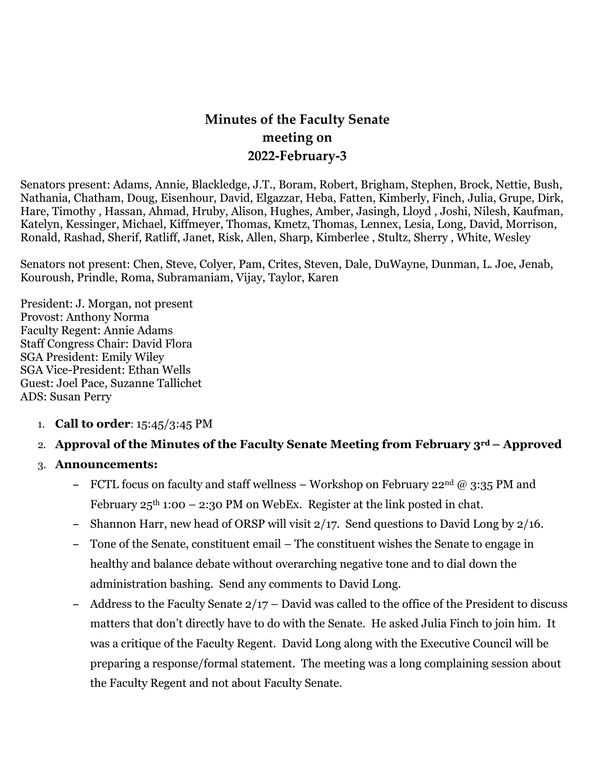# Minutes of the Faculty Senate meeting on 2022-February-3

Senators present: Adams, Annie, Blackledge, J.T., Boram, Robert, Brigham, Stephen, Brock, Nettie, Bush, Nathania, Chatham, Doug, Eisenhour, David, Elgazzar, Heba, Fatten, Kimberly, Finch, Julia, Grupe, Dirk, Hare, Timothy , Hassan, Ahmad, Hruby, Alison, Hughes, Amber, Jasingh, Lloyd , Joshi, Nilesh, Kaufman, Katelyn, Kessinger, Michael, Kiffmeyer, Thomas, Kmetz, Thomas, Lennex, Lesia, Long, David, Morrison, Ronald, Rashad, Sherif, Ratliff, Janet, Risk, Allen, Sharp, Kimberlee , Stultz, Sherry , White, Wesley

Senators not present: Chen, Steve, Colyer, Pam, Crites, Steven, Dale, DuWayne, Dunman, L. Joe, Jenab, Kouroush, Prindle, Roma, Subramaniam, Vijay, Taylor, Karen

President: J. Morgan, not present
Provost: Anthony Norma
Faculty Regent: Annie Adams
Staff Congress Chair: David Flora
SGA President: Emily Wiley
SGA Vice-President: Ethan Wells
Guest: Joel Pace, Suzanne Tallichet
ADS: Susan Perry

1. **Call to order**: 15:45/3:45 PM
2. **Approval of the Minutes of the Faculty Senate Meeting from February 3rd – Approved**
3. **Announcements:**
   - FCTL focus on faculty and staff wellness – Workshop on February 22nd @ 3:35 PM and February 25th 1:00 – 2:30 PM on WebEx. Register at the link posted in chat.
   - Shannon Harr, new head of ORSP will visit 2/17. Send questions to David Long by 2/16.
   - Tone of the Senate, constituent email – The constituent wishes the Senate to engage in healthy and balance debate without overarching negative tone and to dial down the administration bashing. Send any comments to David Long.
   - Address to the Faculty Senate 2/17 – David was called to the office of the President to discuss matters that don't directly have to do with the Senate. He asked Julia Finch to join him. It was a critique of the Faculty Regent. David Long along with the Executive Council will be preparing a response/formal statement. The meeting was a long complaining session about the Faculty Regent and not about Faculty Senate.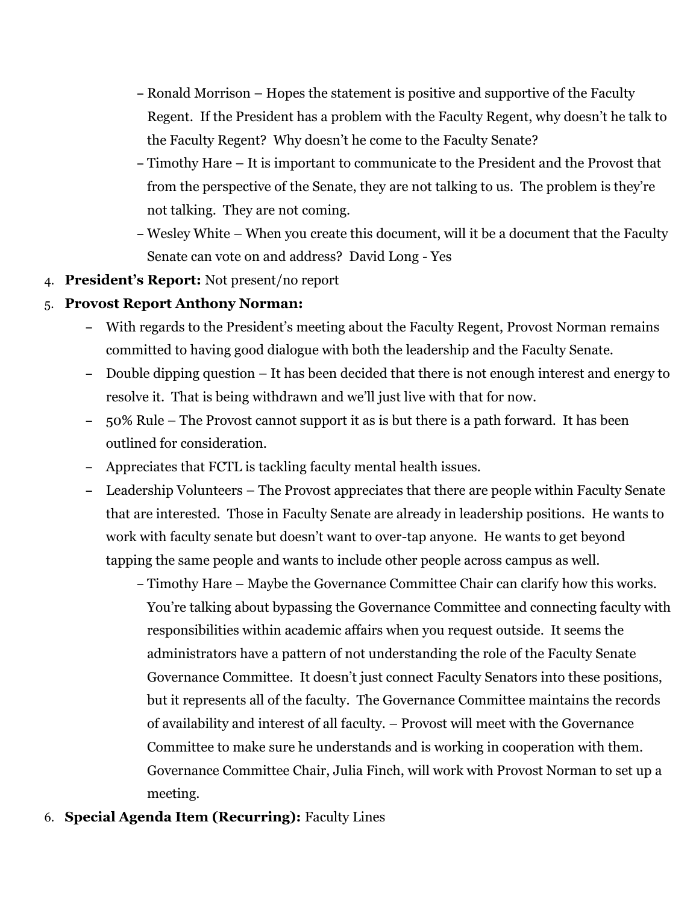- Ronald Morrison – Hopes the statement is positive and supportive of the Faculty Regent. If the President has a problem with the Faculty Regent, why doesn't he talk to the Faculty Regent? Why doesn't he come to the Faculty Senate?
   - Timothy Hare – It is important to communicate to the President and the Provost that from the perspective of the Senate, they are not talking to us. The problem is they're not talking. They are not coming.
   - Wesley White – When you create this document, will it be a document that the Faculty Senate can vote on and address? David Long - Yes

4. **President's Report:** Not present/no report
5. **Provost Report Anthony Norman:**
   - With regards to the President's meeting about the Faculty Regent, Provost Norman remains committed to having good dialogue with both the leadership and the Faculty Senate.
   - Double dipping question – It has been decided that there is not enough interest and energy to resolve it. That is being withdrawn and we'll just live with that for now.
   - 50% Rule – The Provost cannot support it as is but there is a path forward. It has been outlined for consideration.
   - Appreciates that FCTL is tackling faculty mental health issues.
   - Leadership Volunteers – The Provost appreciates that there are people within Faculty Senate that are interested. Those in Faculty Senate are already in leadership positions. He wants to work with faculty senate but doesn't want to over-tap anyone. He wants to get beyond tapping the same people and wants to include other people across campus as well.
     - Timothy Hare – Maybe the Governance Committee Chair can clarify how this works. You're talking about bypassing the Governance Committee and connecting faculty with responsibilities within academic affairs when you request outside. It seems the administrators have a pattern of not understanding the role of the Faculty Senate Governance Committee. It doesn't just connect Faculty Senators into these positions, but it represents all of the faculty. The Governance Committee maintains the records of availability and interest of all faculty. – Provost will meet with the Governance Committee to make sure he understands and is working in cooperation with them. Governance Committee Chair, Julia Finch, will work with Provost Norman to set up a meeting.
6. **Special Agenda Item (Recurring):** Faculty Lines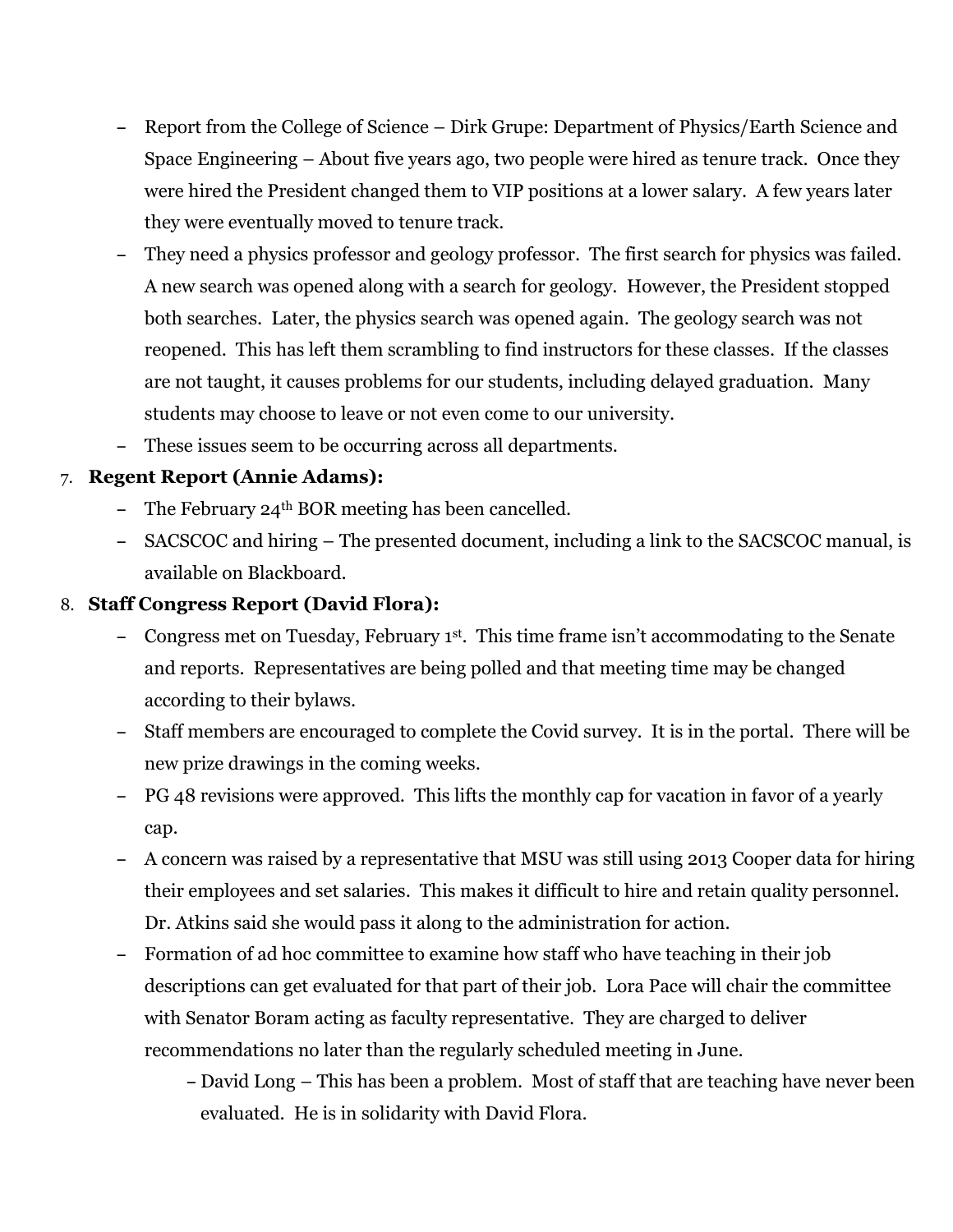- Report from the College of Science – Dirk Grupe: Department of Physics/Earth Science and Space Engineering – About five years ago, two people were hired as tenure track. Once they were hired the President changed them to VIP positions at a lower salary. A few years later they were eventually moved to tenure track.
- They need a physics professor and geology professor. The first search for physics was failed. A new search was opened along with a search for geology. However, the President stopped both searches. Later, the physics search was opened again. The geology search was not reopened. This has left them scrambling to find instructors for these classes. If the classes are not taught, it causes problems for our students, including delayed graduation. Many students may choose to leave or not even come to our university.
- These issues seem to be occurring across all departments.

7. **Regent Report (Annie Adams):**
   - The February 24th BOR meeting has been cancelled.
   - SACSCOC and hiring – The presented document, including a link to the SACSCOC manual, is available on Blackboard.

8. **Staff Congress Report (David Flora):**
   - Congress met on Tuesday, February 1st. This time frame isn't accommodating to the Senate and reports. Representatives are being polled and that meeting time may be changed according to their bylaws.
   - Staff members are encouraged to complete the Covid survey. It is in the portal. There will be new prize drawings in the coming weeks.
   - PG 48 revisions were approved. This lifts the monthly cap for vacation in favor of a yearly cap.
   - A concern was raised by a representative that MSU was still using 2013 Cooper data for hiring their employees and set salaries. This makes it difficult to hire and retain quality personnel. Dr. Atkins said she would pass it along to the administration for action.
   - Formation of ad hoc committee to examine how staff who have teaching in their job descriptions can get evaluated for that part of their job. Lora Pace will chair the committee with Senator Boram acting as faculty representative. They are charged to deliver recommendations no later than the regularly scheduled meeting in June.
     - David Long – This has been a problem. Most of staff that are teaching have never been evaluated. He is in solidarity with David Flora.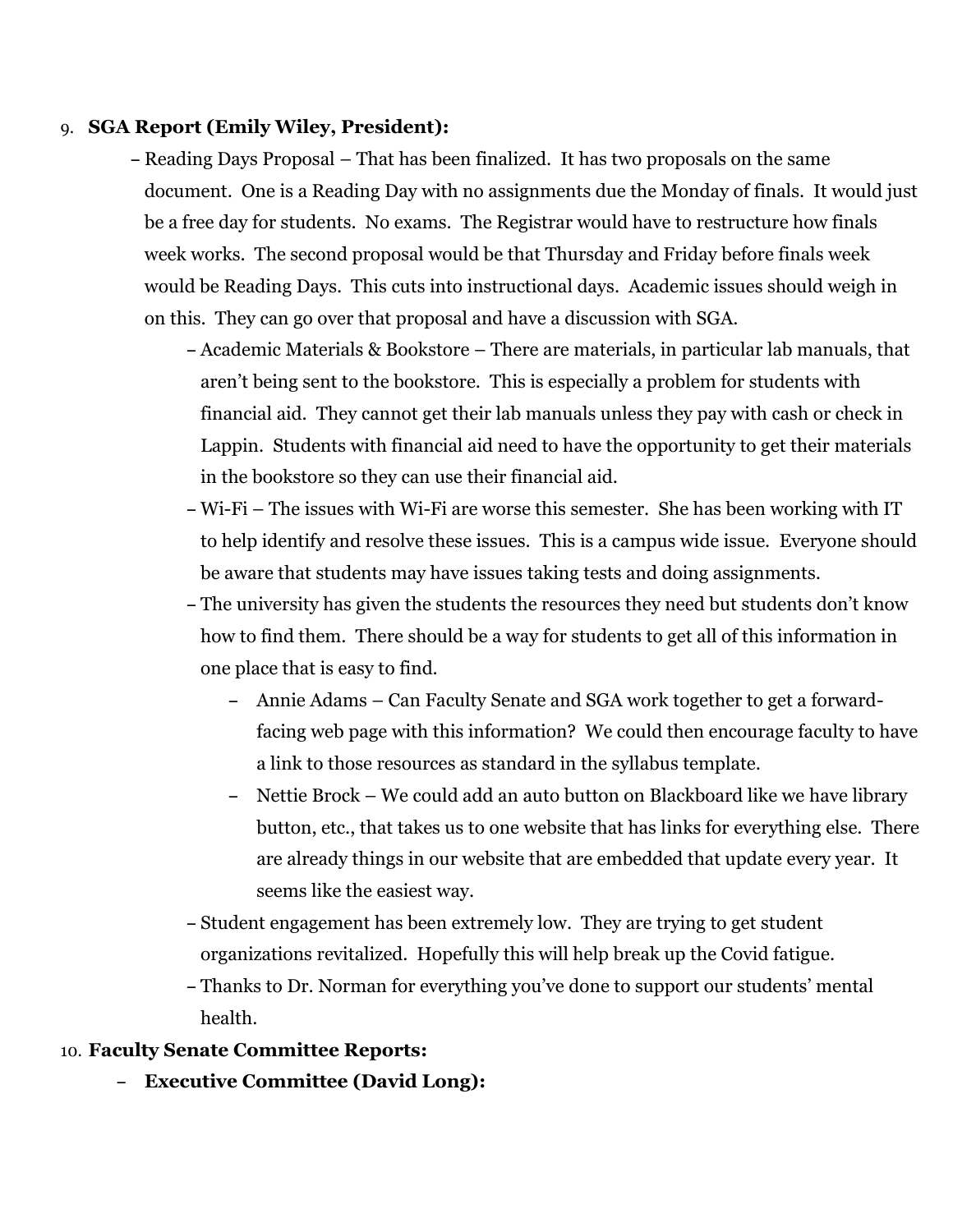9. **SGA Report (Emily Wiley, President):**
   - Reading Days Proposal – That has been finalized. It has two proposals on the same document. One is a Reading Day with no assignments due the Monday of finals. It would just be a free day for students. No exams. The Registrar would have to restructure how finals week works. The second proposal would be that Thursday and Friday before finals week would be Reading Days. This cuts into instructional days. Academic issues should weigh in on this. They can go over that proposal and have a discussion with SGA.
     - Academic Materials & Bookstore – There are materials, in particular lab manuals, that aren't being sent to the bookstore. This is especially a problem for students with financial aid. They cannot get their lab manuals unless they pay with cash or check in Lappin. Students with financial aid need to have the opportunity to get their materials in the bookstore so they can use their financial aid.
     - Wi-Fi – The issues with Wi-Fi are worse this semester. She has been working with IT to help identify and resolve these issues. This is a campus wide issue. Everyone should be aware that students may have issues taking tests and doing assignments.
     - The university has given the students the resources they need but students don't know how to find them. There should be a way for students to get all of this information in one place that is easy to find.
       - Annie Adams – Can Faculty Senate and SGA work together to get a forward-facing web page with this information? We could then encourage faculty to have a link to those resources as standard in the syllabus template.
       - Nettie Brock – We could add an auto button on Blackboard like we have library button, etc., that takes us to one website that has links for everything else. There are already things in our website that are embedded that update every year. It seems like the easiest way.
     - Student engagement has been extremely low. They are trying to get student organizations revitalized. Hopefully this will help break up the Covid fatigue.
     - Thanks to Dr. Norman for everything you've done to support our students' mental health.

10. **Faculty Senate Committee Reports:**
    - **Executive Committee (David Long):**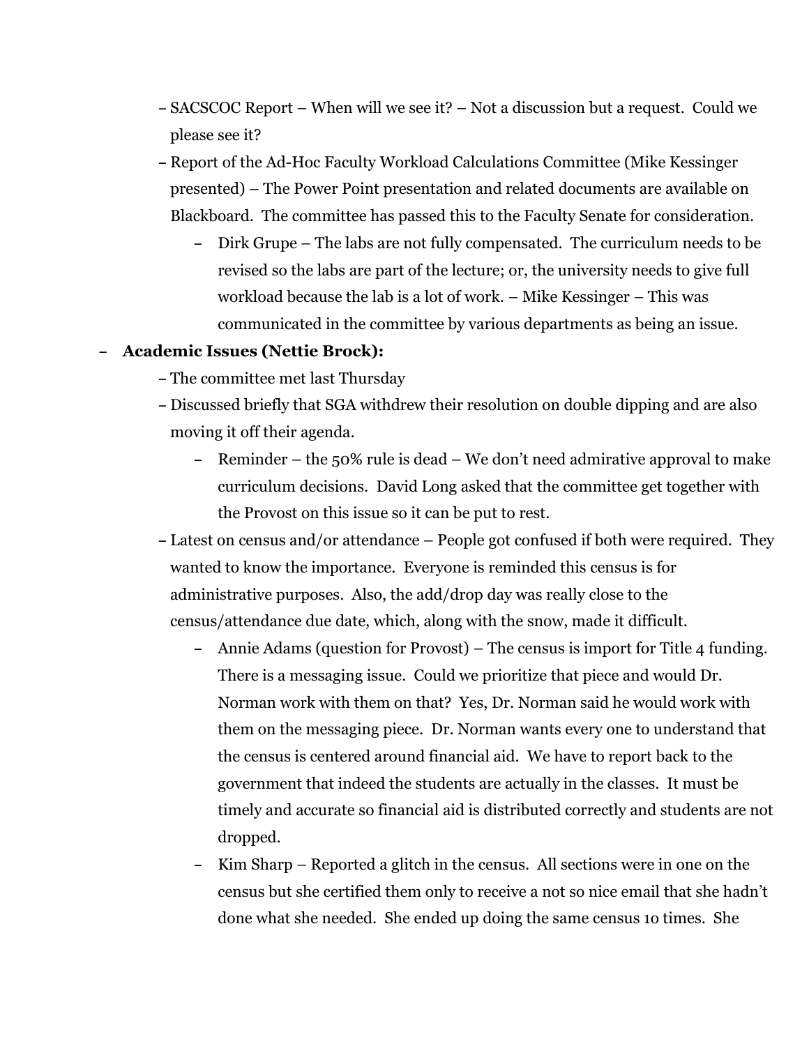- SACSCOC Report – When will we see it? – Not a discussion but a request. Could we please see it?
- Report of the Ad-Hoc Faculty Workload Calculations Committee (Mike Kessinger presented) – The Power Point presentation and related documents are available on Blackboard. The committee has passed this to the Faculty Senate for consideration.
  - Dirk Grupe – The labs are not fully compensated. The curriculum needs to be revised so the labs are part of the lecture; or, the university needs to give full workload because the lab is a lot of work. – Mike Kessinger – This was communicated in the committee by various departments as being an issue.

- **Academic Issues (Nettie Brock):**
  - The committee met last Thursday
  - Discussed briefly that SGA withdrew their resolution on double dipping and are also moving it off their agenda.
    - Reminder – the 50% rule is dead – We don't need admirative approval to make curriculum decisions. David Long asked that the committee get together with the Provost on this issue so it can be put to rest.
  - Latest on census and/or attendance – People got confused if both were required. They wanted to know the importance. Everyone is reminded this census is for administrative purposes. Also, the add/drop day was really close to the census/attendance due date, which, along with the snow, made it difficult.
    - Annie Adams (question for Provost) – The census is import for Title 4 funding. There is a messaging issue. Could we prioritize that piece and would Dr. Norman work with them on that? Yes, Dr. Norman said he would work with them on the messaging piece. Dr. Norman wants every one to understand that the census is centered around financial aid. We have to report back to the government that indeed the students are actually in the classes. It must be timely and accurate so financial aid is distributed correctly and students are not dropped.
    - Kim Sharp – Reported a glitch in the census. All sections were in one on the census but she certified them only to receive a not so nice email that she hadn't done what she needed. She ended up doing the same census 10 times. She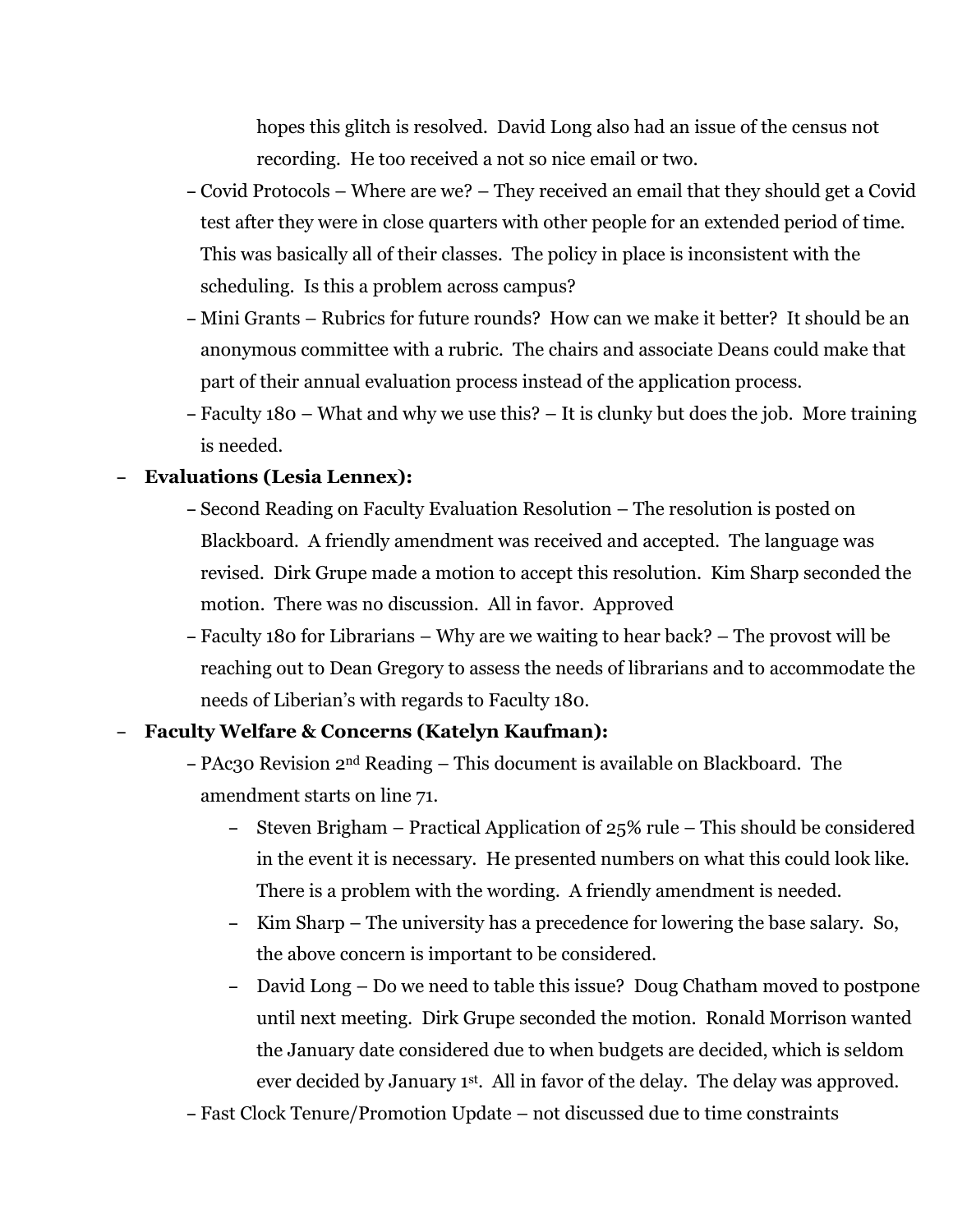hopes this glitch is resolved. David Long also had an issue of the census not recording. He too received a not so nice email or two.

- Covid Protocols – Where are we? – They received an email that they should get a Covid test after they were in close quarters with other people for an extended period of time. This was basically all of their classes. The policy in place is inconsistent with the scheduling. Is this a problem across campus?
- Mini Grants – Rubrics for future rounds? How can we make it better? It should be an anonymous committee with a rubric. The chairs and associate Deans could make that part of their annual evaluation process instead of the application process.
- Faculty 180 – What and why we use this? – It is clunky but does the job. More training is needed.

- **Evaluations (Lesia Lennex):**
  - Second Reading on Faculty Evaluation Resolution – The resolution is posted on Blackboard. A friendly amendment was received and accepted. The language was revised. Dirk Grupe made a motion to accept this resolution. Kim Sharp seconded the motion. There was no discussion. All in favor. Approved
  - Faculty 180 for Librarians – Why are we waiting to hear back? – The provost will be reaching out to Dean Gregory to assess the needs of librarians and to accommodate the needs of Liberian's with regards to Faculty 180.
- **Faculty Welfare & Concerns (Katelyn Kaufman):**
  - PAc30 Revision 2nd Reading – This document is available on Blackboard. The amendment starts on line 71.
    - Steven Brigham – Practical Application of 25% rule – This should be considered in the event it is necessary. He presented numbers on what this could look like. There is a problem with the wording. A friendly amendment is needed.
    - Kim Sharp – The university has a precedence for lowering the base salary. So, the above concern is important to be considered.
    - David Long – Do we need to table this issue? Doug Chatham moved to postpone until next meeting. Dirk Grupe seconded the motion. Ronald Morrison wanted the January date considered due to when budgets are decided, which is seldom ever decided by January 1st. All in favor of the delay. The delay was approved.
  - Fast Clock Tenure/Promotion Update – not discussed due to time constraints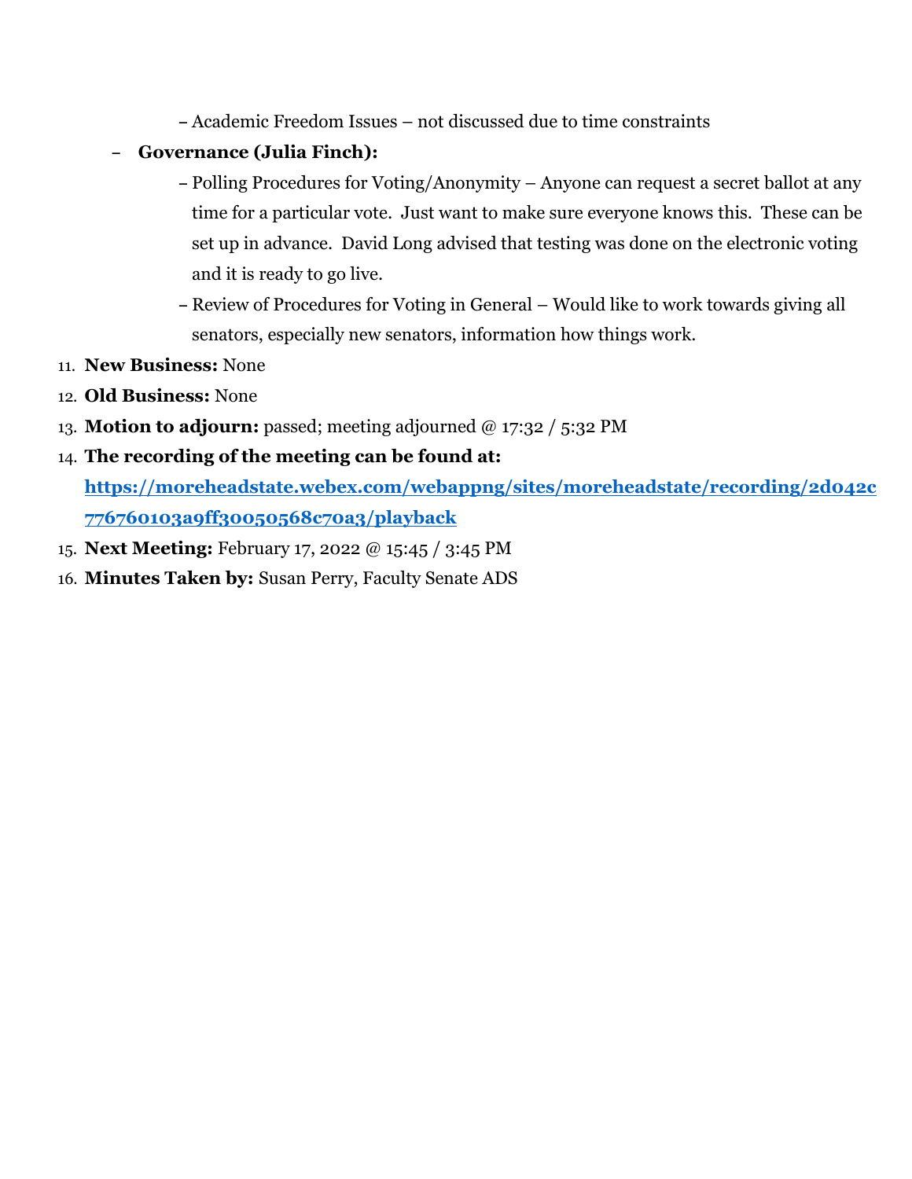- – Academic Freedom Issues – not discussed due to time constraints
- **Governance (Julia Finch):**
    - – Polling Procedures for Voting/Anonymity – Anyone can request a secret ballot at any time for a particular vote. Just want to make sure everyone knows this. These can be set up in advance. David Long advised that testing was done on the electronic voting and it is ready to go live.
    - – Review of Procedures for Voting in General – Would like to work towards giving all senators, especially new senators, information how things work.

11. **New Business:** None
12. **Old Business:** None
13. **Motion to adjourn:** passed; meeting adjourned @ 17:32 / 5:32 PM
14. **The recording of the meeting can be found at:** **[https://moreheadstate.webex.com/webappng/sites/moreheadstate/recording/2d042c776760103a9ff30050568c70a3/playback](https://moreheadstate.webex.com/webappng/sites/moreheadstate/recording/2d042c776760103a9ff30050568c70a3/playback)**
15. **Next Meeting:** February 17, 2022 @ 15:45 / 3:45 PM
16. **Minutes Taken by:** Susan Perry, Faculty Senate ADS